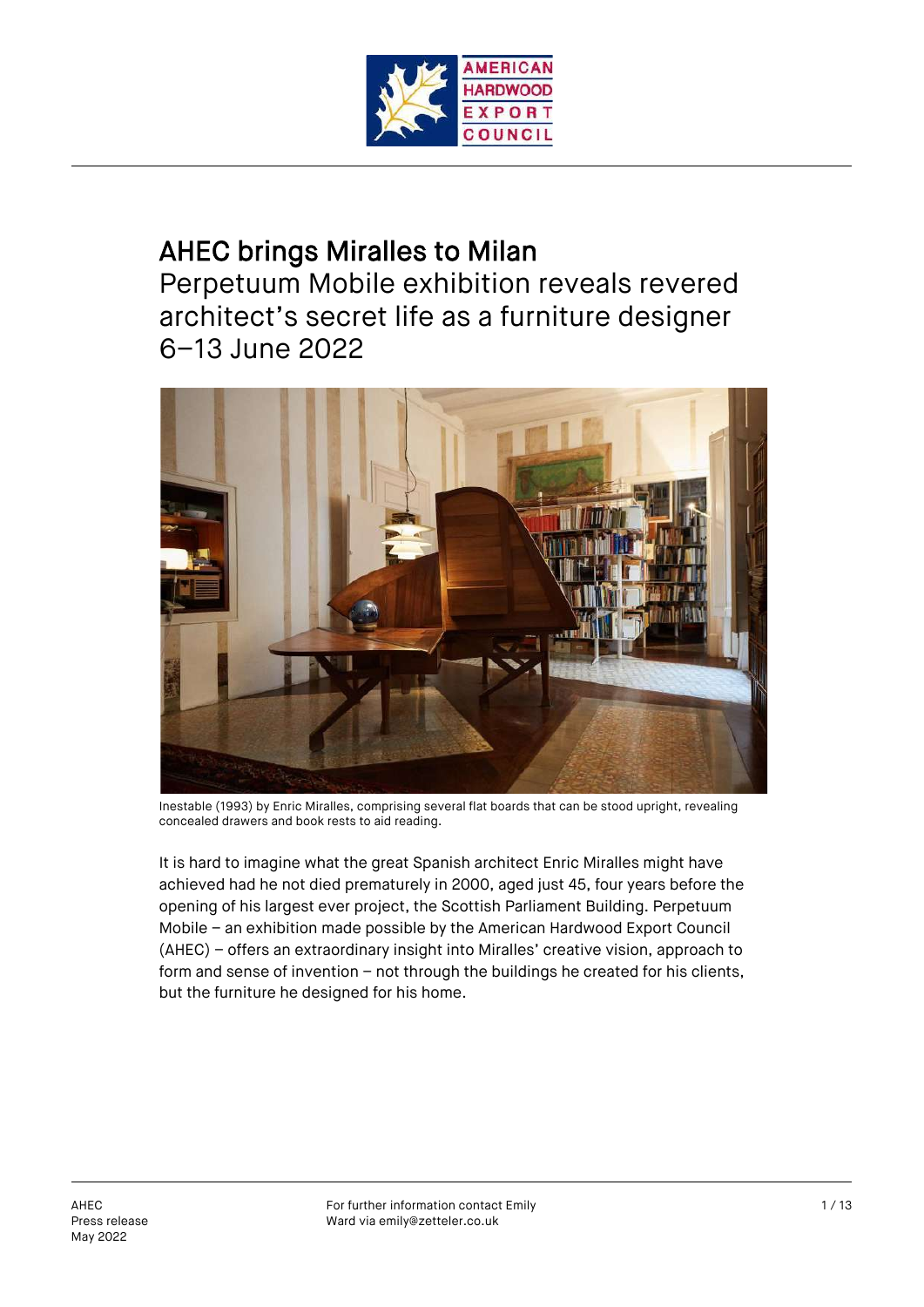# AHEC brings Miralles to Milan

## Perpetuum Mobile exhibition reveals revered architect's secret life as a furniture designer 6–13 June 2022

Inestable (1993) by Enric Miralles, comprising several flat boards that can be stood upright, revealing concealed drawers and book rests to aid reading.

It is hard to imagine what the great Spanish architect Enric Miralles might have achieved had he not died prematurely in 2000, aged just 45, four years before the opening of his largest ever project, the Scottish Parliament Building. Perpetuum Mobile – an exhibition made possible by the American Hardwood Export Council (AHEC) – offers an extraordinary insight into Miralles' creative vision, approach to form and sense of invention – not through the buildings he created for his clients, but the furniture he designed for his home.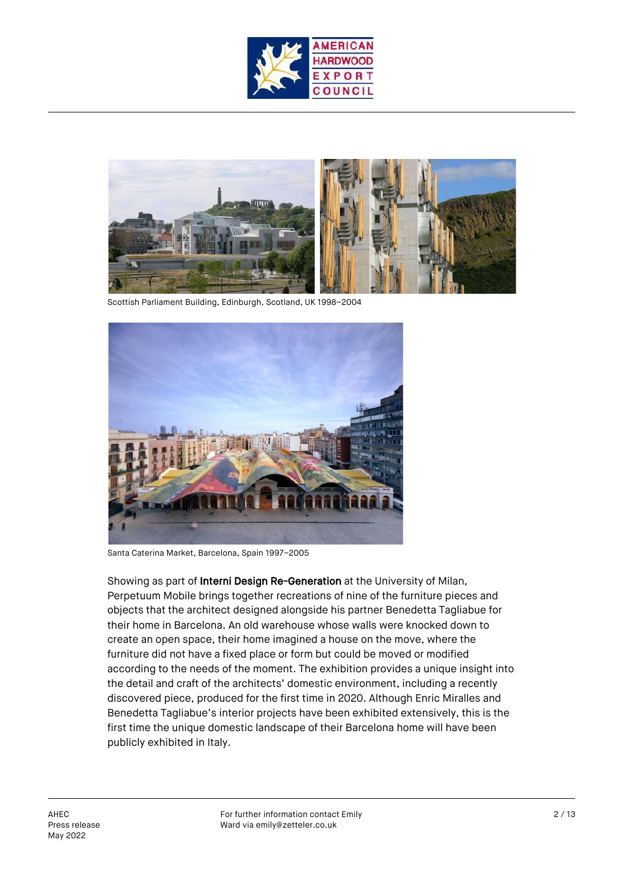Scottish Parliament Building, Edinburgh, Scotland, UK 1998–2004

Santa Caterina Market, Barcelona, Spain 1997–2005

Showing as part of **Interni Design Re-Generation** at the University of Milan, Perpetuum Mobile brings together recreations of nine of the furniture pieces and objects that the architect designed alongside his partner Benedetta Tagliabue for their home in Barcelona. An old warehouse whose walls were knocked down to create an open space, their home imagined a house on the move, where the furniture did not have a fixed place or form but could be moved or modified according to the needs of the moment. The exhibition provides a unique insight into the detail and craft of the architects' domestic environment, including a recently discovered piece, produced for the first time in 2020. Although Enric Miralles and Benedetta Tagliabue's interior projects have been exhibited extensively, this is the first time the unique domestic landscape of their Barcelona home will have been publicly exhibited in Italy.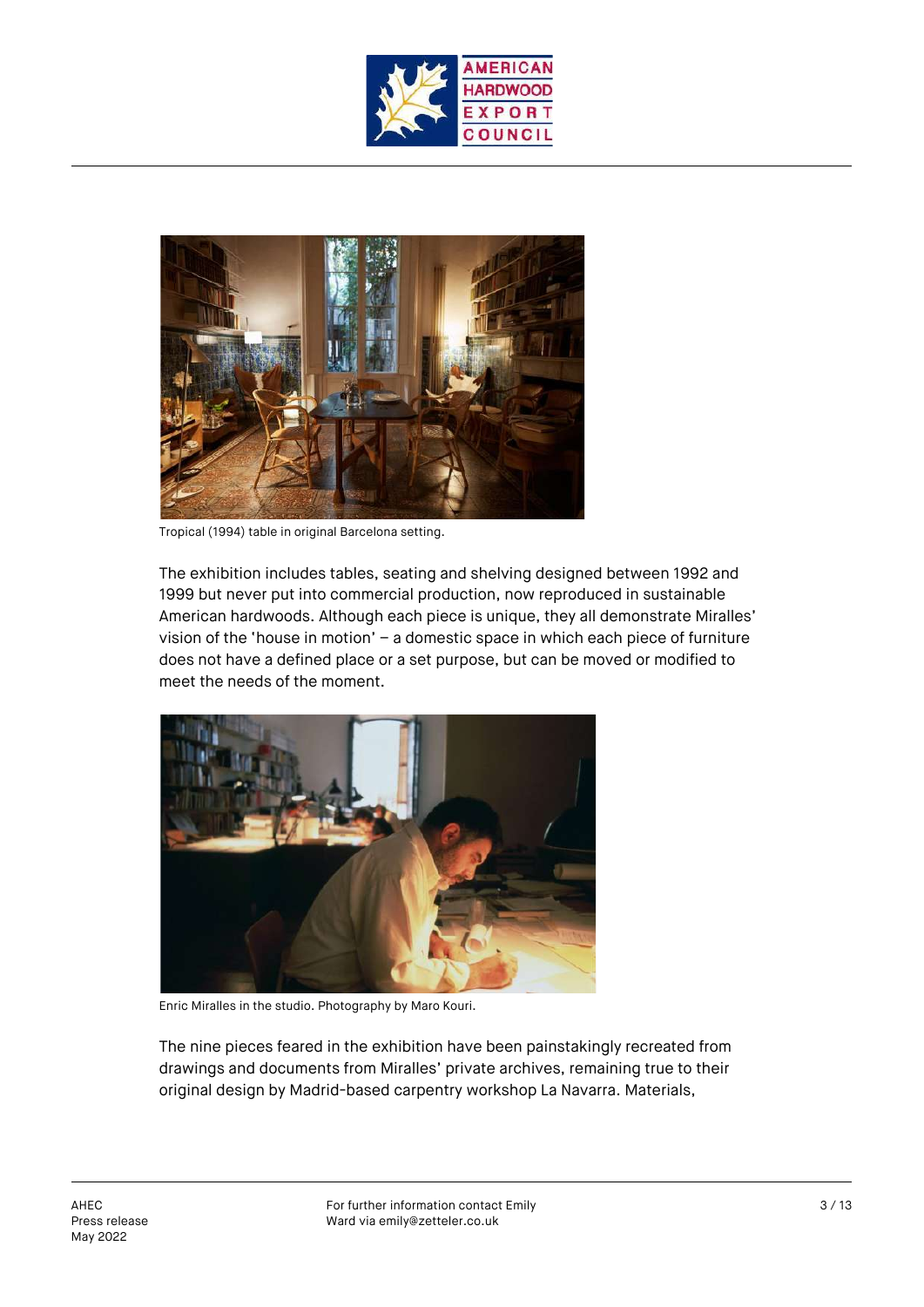Tropical (1994) table in original Barcelona setting.

The exhibition includes tables, seating and shelving designed between 1992 and 1999 but never put into commercial production, now reproduced in sustainable American hardwoods. Although each piece is unique, they all demonstrate Miralles' vision of the 'house in motion' – a domestic space in which each piece of furniture does not have a defined place or a set purpose, but can be moved or modified to meet the needs of the moment.

Enric Miralles in the studio. Photography by Maro Kouri.

The nine pieces feared in the exhibition have been painstakingly recreated from drawings and documents from Miralles' private archives, remaining true to their original design by Madrid-based carpentry workshop La Navarra. Materials,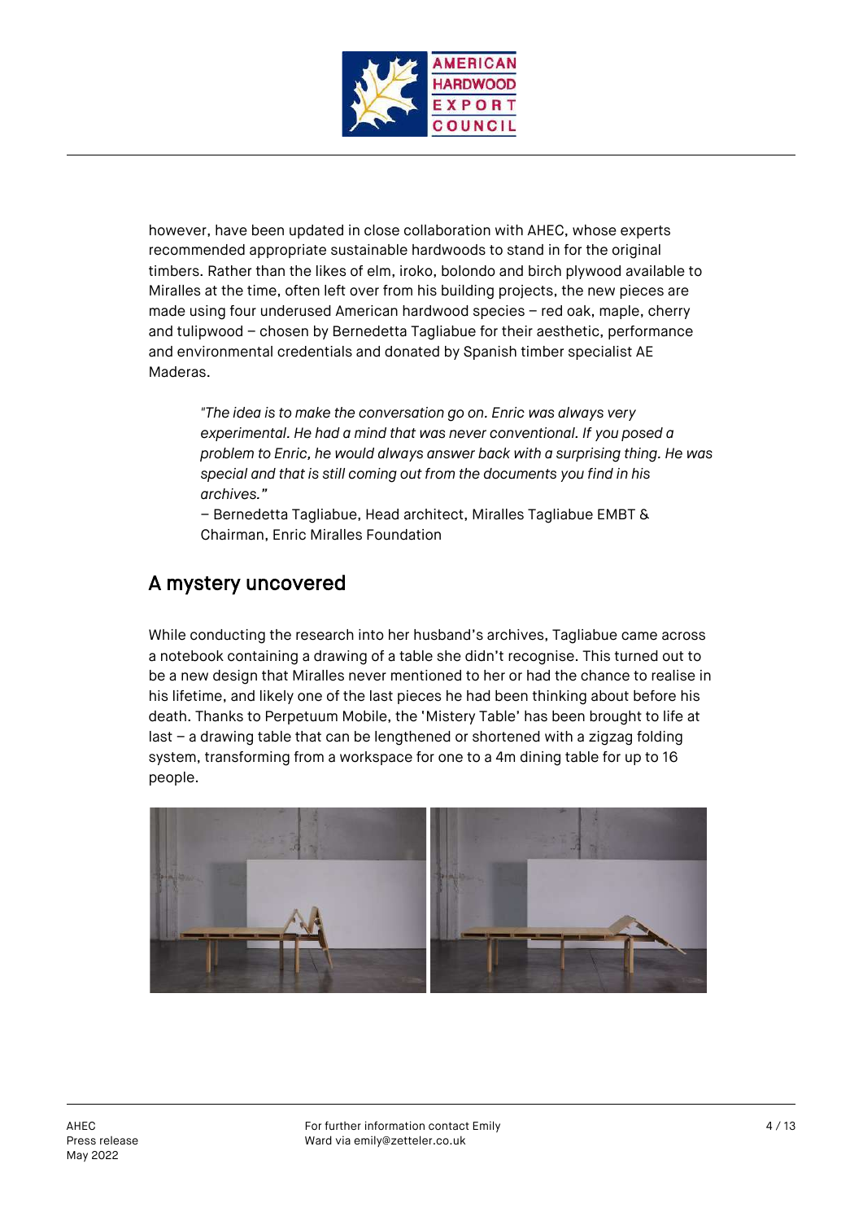however, have been updated in close collaboration with AHEC, whose experts recommended appropriate sustainable hardwoods to stand in for the original timbers. Rather than the likes of elm, iroko, bolondo and birch plywood available to Miralles at the time, often left over from his building projects, the new pieces are made using four underused American hardwood species – red oak, maple, cherry and tulipwood – chosen by Bernedetta Tagliabue for their aesthetic, performance and environmental credentials and donated by Spanish timber specialist AE Maderas.

> *"The idea is to make the conversation go on. Enric was always very experimental. He had a mind that was never conventional. If you posed a problem to Enric, he would always answer back with a surprising thing. He was special and that is still coming out from the documents you find in his archives."*
> – Bernedetta Tagliabue, Head architect, Miralles Tagliabue EMBT & Chairman, Enric Miralles Foundation

## A mystery uncovered

While conducting the research into her husband's archives, Tagliabue came across a notebook containing a drawing of a table she didn't recognise. This turned out to be a new design that Miralles never mentioned to her or had the chance to realise in his lifetime, and likely one of the last pieces he had been thinking about before his death. Thanks to Perpetuum Mobile, the 'Mistery Table' has been brought to life at last – a drawing table that can be lengthened or shortened with a zigzag folding system, transforming from a workspace for one to a 4m dining table for up to 16 people.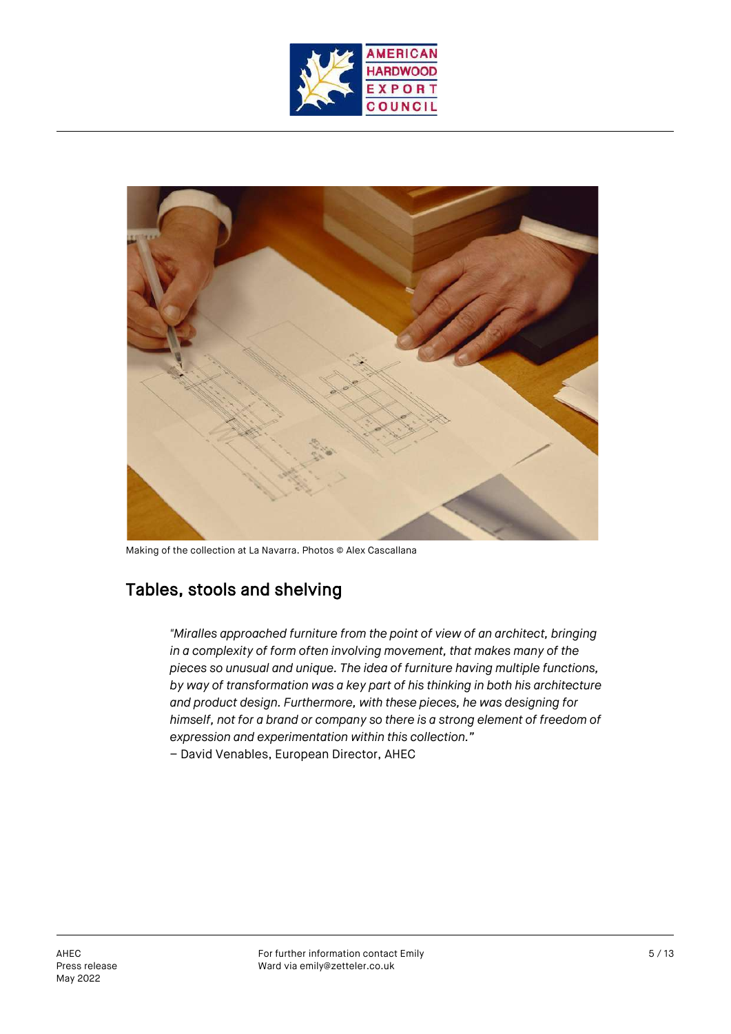Making of the collection at La Navarra. Photos © Alex Cascallana

## Tables, stools and shelving

> *"Miralles approached furniture from the point of view of an architect, bringing in a complexity of form often involving movement, that makes many of the pieces so unusual and unique. The idea of furniture having multiple functions, by way of transformation was a key part of his thinking in both his architecture and product design. Furthermore, with these pieces, he was designing for himself, not for a brand or company so there is a strong element of freedom of expression and experimentation within this collection."*
> – David Venables, European Director, AHEC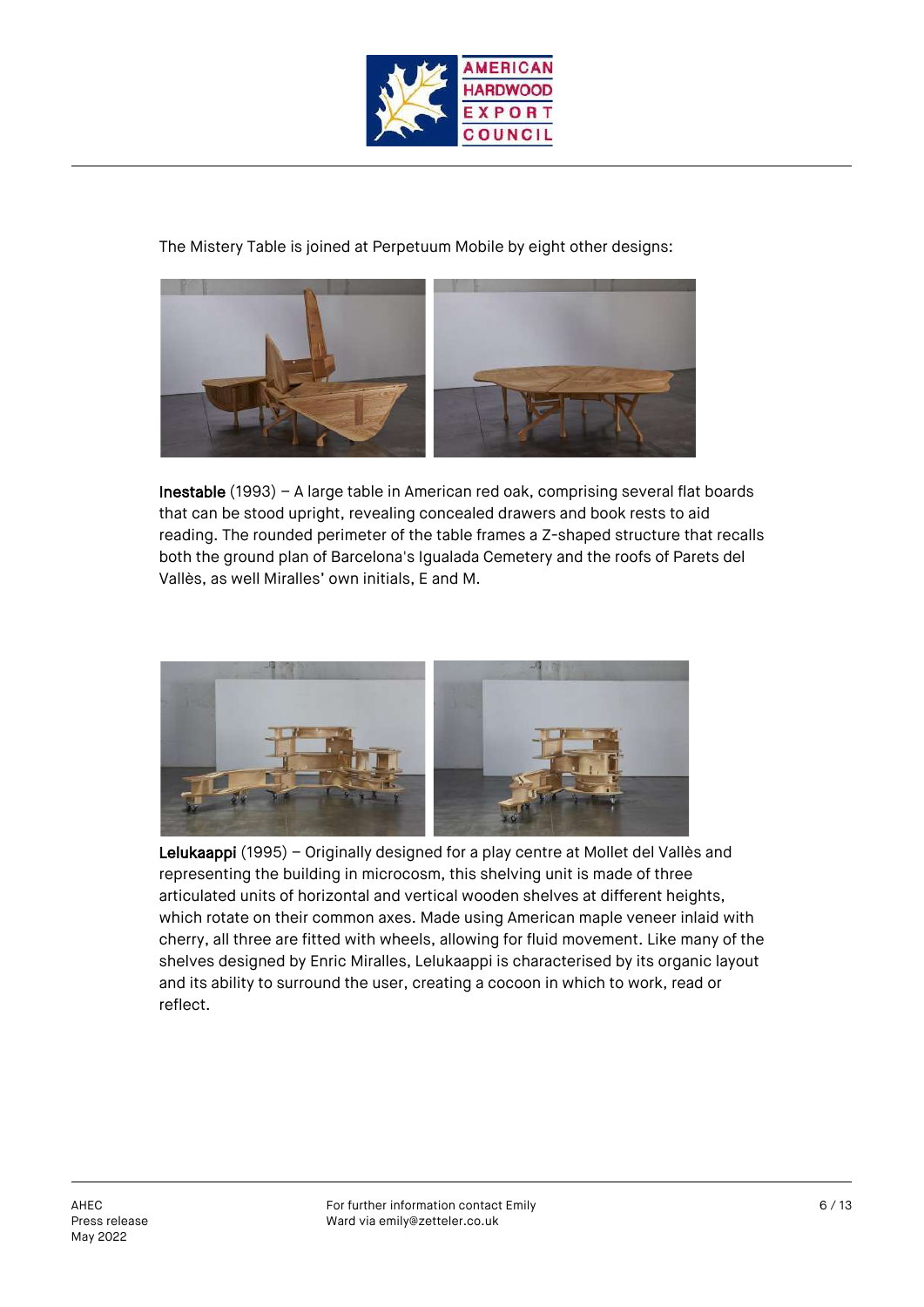The Mistery Table is joined at Perpetuum Mobile by eight other designs:

**Inestable** (1993) – A large table in American red oak, comprising several flat boards that can be stood upright, revealing concealed drawers and book rests to aid reading. The rounded perimeter of the table frames a Z-shaped structure that recalls both the ground plan of Barcelona's Igualada Cemetery and the roofs of Parets del Vallès, as well Miralles' own initials, E and M.

**Lelukaappi** (1995) – Originally designed for a play centre at Mollet del Vallès and representing the building in microcosm, this shelving unit is made of three articulated units of horizontal and vertical wooden shelves at different heights, which rotate on their common axes. Made using American maple veneer inlaid with cherry, all three are fitted with wheels, allowing for fluid movement. Like many of the shelves designed by Enric Miralles, Lelukaappi is characterised by its organic layout and its ability to surround the user, creating a cocoon in which to work, read or reflect.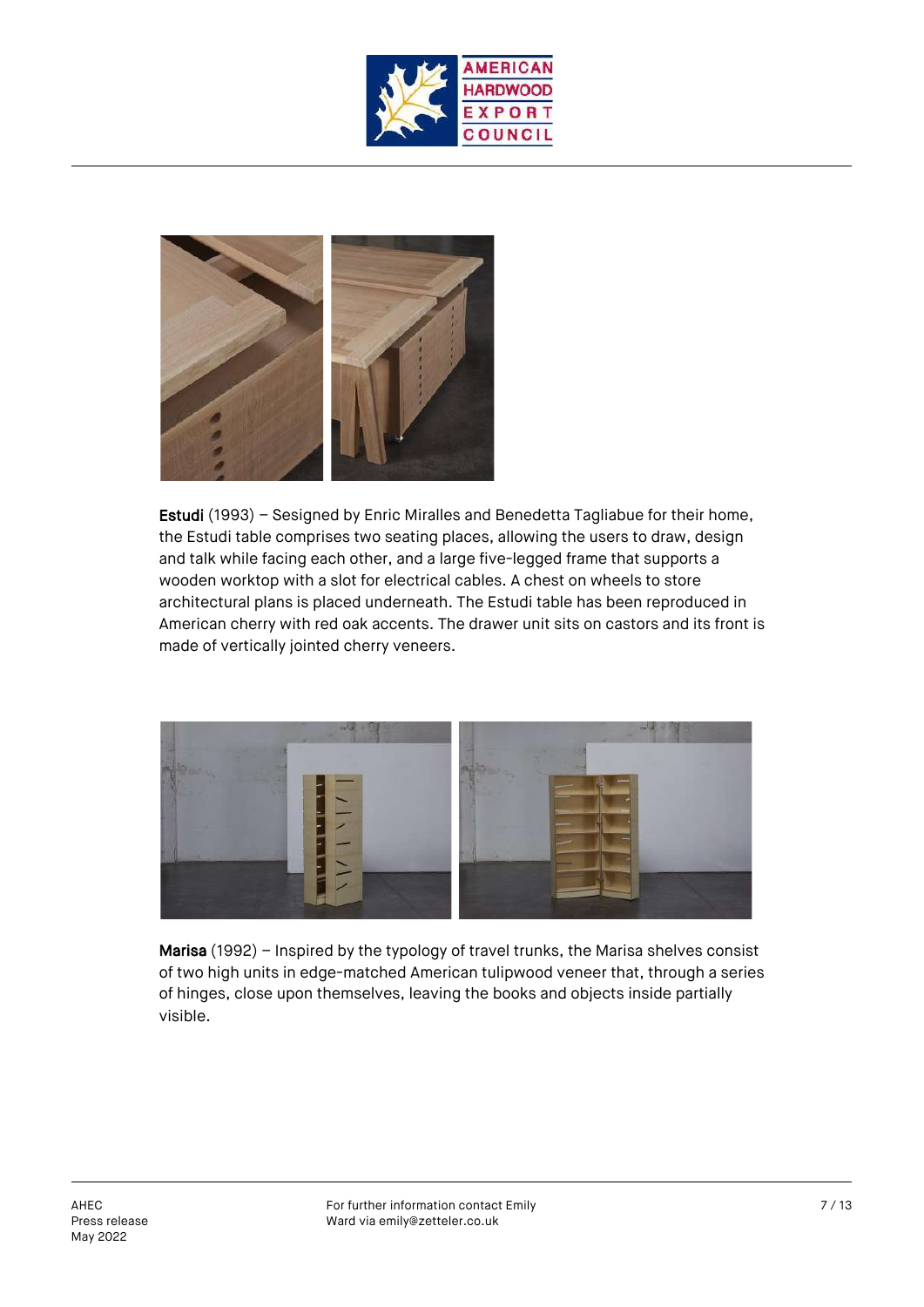**Estudi** (1993) – Sesigned by Enric Miralles and Benedetta Tagliabue for their home, the Estudi table comprises two seating places, allowing the users to draw, design and talk while facing each other, and a large five-legged frame that supports a wooden worktop with a slot for electrical cables. A chest on wheels to store architectural plans is placed underneath. The Estudi table has been reproduced in American cherry with red oak accents. The drawer unit sits on castors and its front is made of vertically jointed cherry veneers.

**Marisa** (1992) – Inspired by the typology of travel trunks, the Marisa shelves consist of two high units in edge-matched American tulipwood veneer that, through a series of hinges, close upon themselves, leaving the books and objects inside partially visible.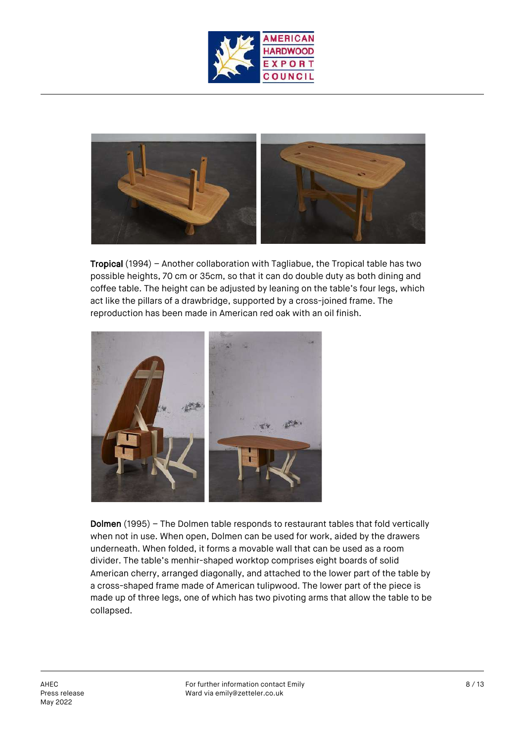**Tropical** (1994) – Another collaboration with Tagliabue, the Tropical table has two possible heights, 70 cm or 35cm, so that it can do double duty as both dining and coffee table. The height can be adjusted by leaning on the table's four legs, which act like the pillars of a drawbridge, supported by a cross-joined frame. The reproduction has been made in American red oak with an oil finish.

**Dolmen** (1995) – The Dolmen table responds to restaurant tables that fold vertically when not in use. When open, Dolmen can be used for work, aided by the drawers underneath. When folded, it forms a movable wall that can be used as a room divider. The table's menhir-shaped worktop comprises eight boards of solid American cherry, arranged diagonally, and attached to the lower part of the table by a cross-shaped frame made of American tulipwood. The lower part of the piece is made up of three legs, one of which has two pivoting arms that allow the table to be collapsed.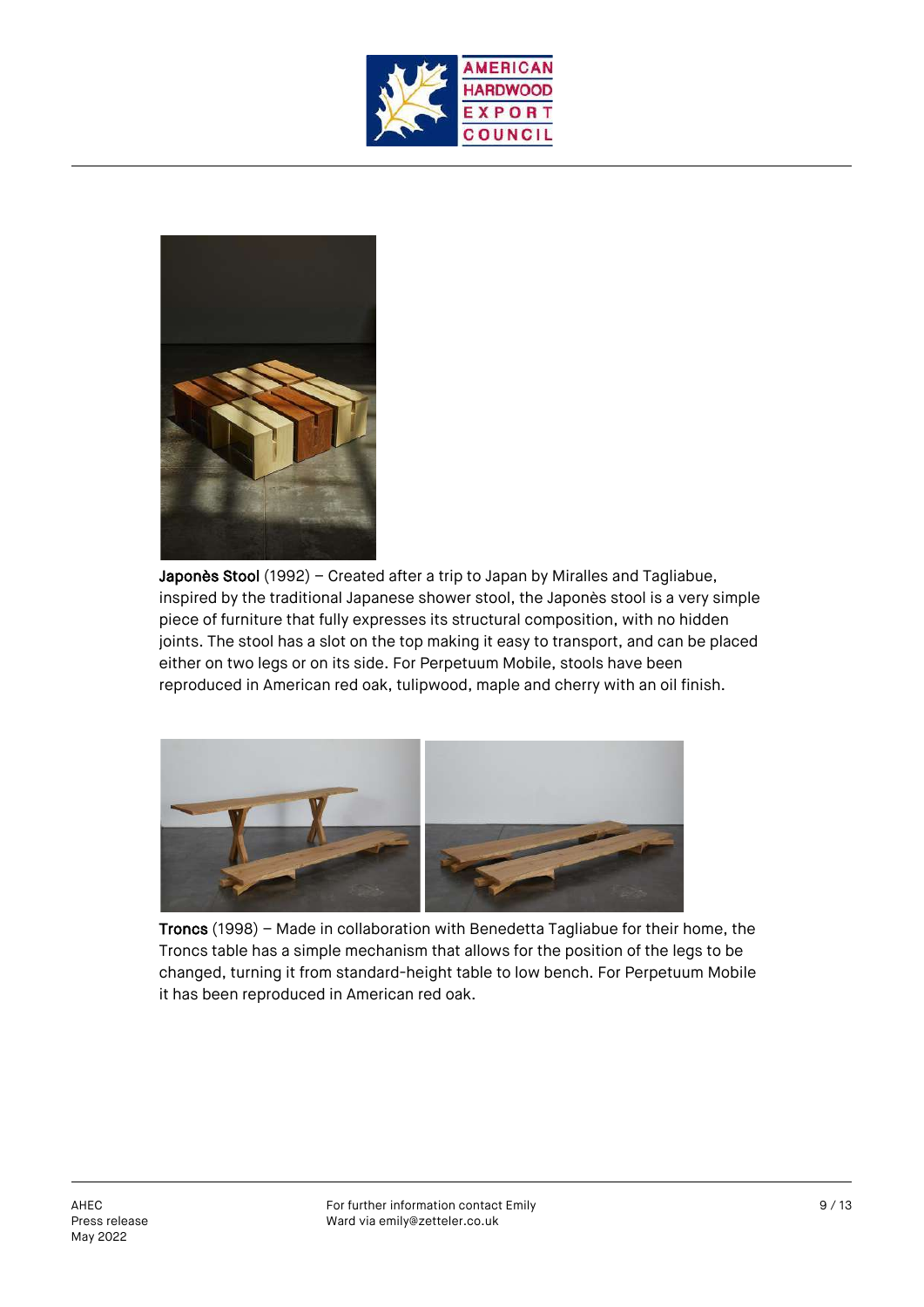**Japonès Stool** (1992) – Created after a trip to Japan by Miralles and Tagliabue, inspired by the traditional Japanese shower stool, the Japonès stool is a very simple piece of furniture that fully expresses its structural composition, with no hidden joints. The stool has a slot on the top making it easy to transport, and can be placed either on two legs or on its side. For Perpetuum Mobile, stools have been reproduced in American red oak, tulipwood, maple and cherry with an oil finish.

**Troncs** (1998) – Made in collaboration with Benedetta Tagliabue for their home, the Troncs table has a simple mechanism that allows for the position of the legs to be changed, turning it from standard-height table to low bench. For Perpetuum Mobile it has been reproduced in American red oak.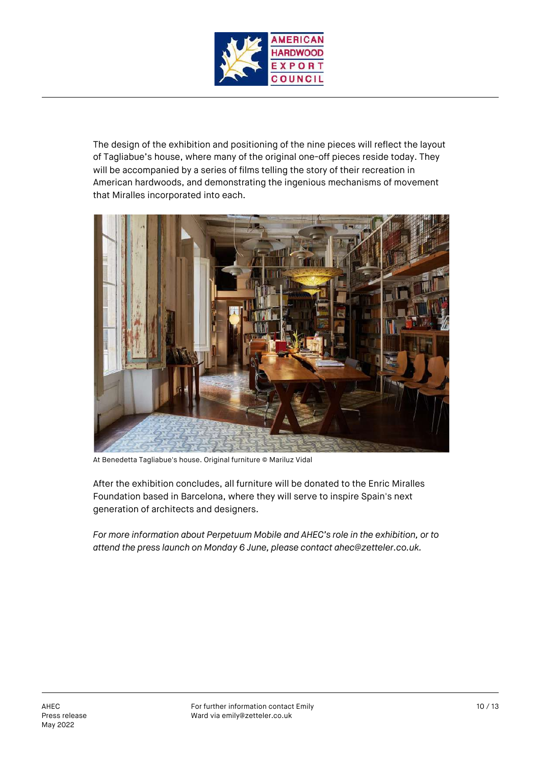The design of the exhibition and positioning of the nine pieces will reflect the layout of Tagliabue's house, where many of the original one-off pieces reside today. They will be accompanied by a series of films telling the story of their recreation in American hardwoods, and demonstrating the ingenious mechanisms of movement that Miralles incorporated into each.

At Benedetta Tagliabue's house. Original furniture © Mariluz Vidal

After the exhibition concludes, all furniture will be donated to the Enric Miralles Foundation based in Barcelona, where they will serve to inspire Spain's next generation of architects and designers.

*For more information about Perpetuum Mobile and AHEC's role in the exhibition, or to attend the press launch on Monday 6 June, please contact ahec@zetteler.co.uk.*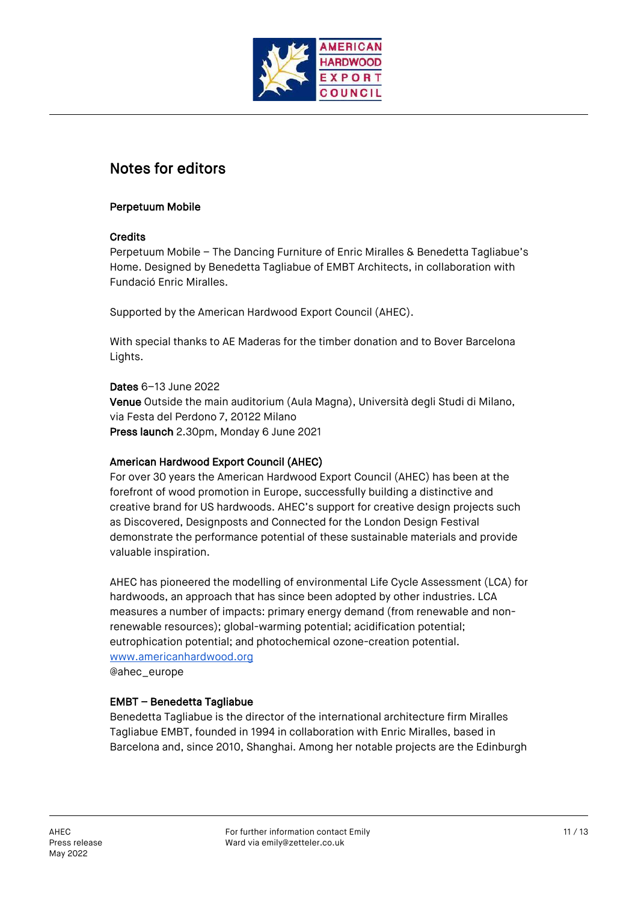## Notes for editors

**Perpetuum Mobile**

**Credits**
Perpetuum Mobile – The Dancing Furniture of Enric Miralles & Benedetta Tagliabue's Home. Designed by Benedetta Tagliabue of EMBT Architects, in collaboration with Fundació Enric Miralles.

Supported by the American Hardwood Export Council (AHEC).

With special thanks to AE Maderas for the timber donation and to Bover Barcelona Lights.

**Dates** 6–13 June 2022
**Venue** Outside the main auditorium (Aula Magna), Università degli Studi di Milano, via Festa del Perdono 7, 20122 Milano
**Press launch** 2.30pm, Monday 6 June 2021

**American Hardwood Export Council (AHEC)**
For over 30 years the American Hardwood Export Council (AHEC) has been at the forefront of wood promotion in Europe, successfully building a distinctive and creative brand for US hardwoods. AHEC's support for creative design projects such as Discovered, Designposts and Connected for the London Design Festival demonstrate the performance potential of these sustainable materials and provide valuable inspiration.

AHEC has pioneered the modelling of environmental Life Cycle Assessment (LCA) for hardwoods, an approach that has since been adopted by other industries. LCA measures a number of impacts: primary energy demand (from renewable and non-renewable resources); global-warming potential; acidification potential; eutrophication potential; and photochemical ozone-creation potential.
www.americanhardwood.org
@ahec_europe

**EMBT – Benedetta Tagliabue**
Benedetta Tagliabue is the director of the international architecture firm Miralles Tagliabue EMBT, founded in 1994 in collaboration with Enric Miralles, based in Barcelona and, since 2010, Shanghai. Among her notable projects are the Edinburgh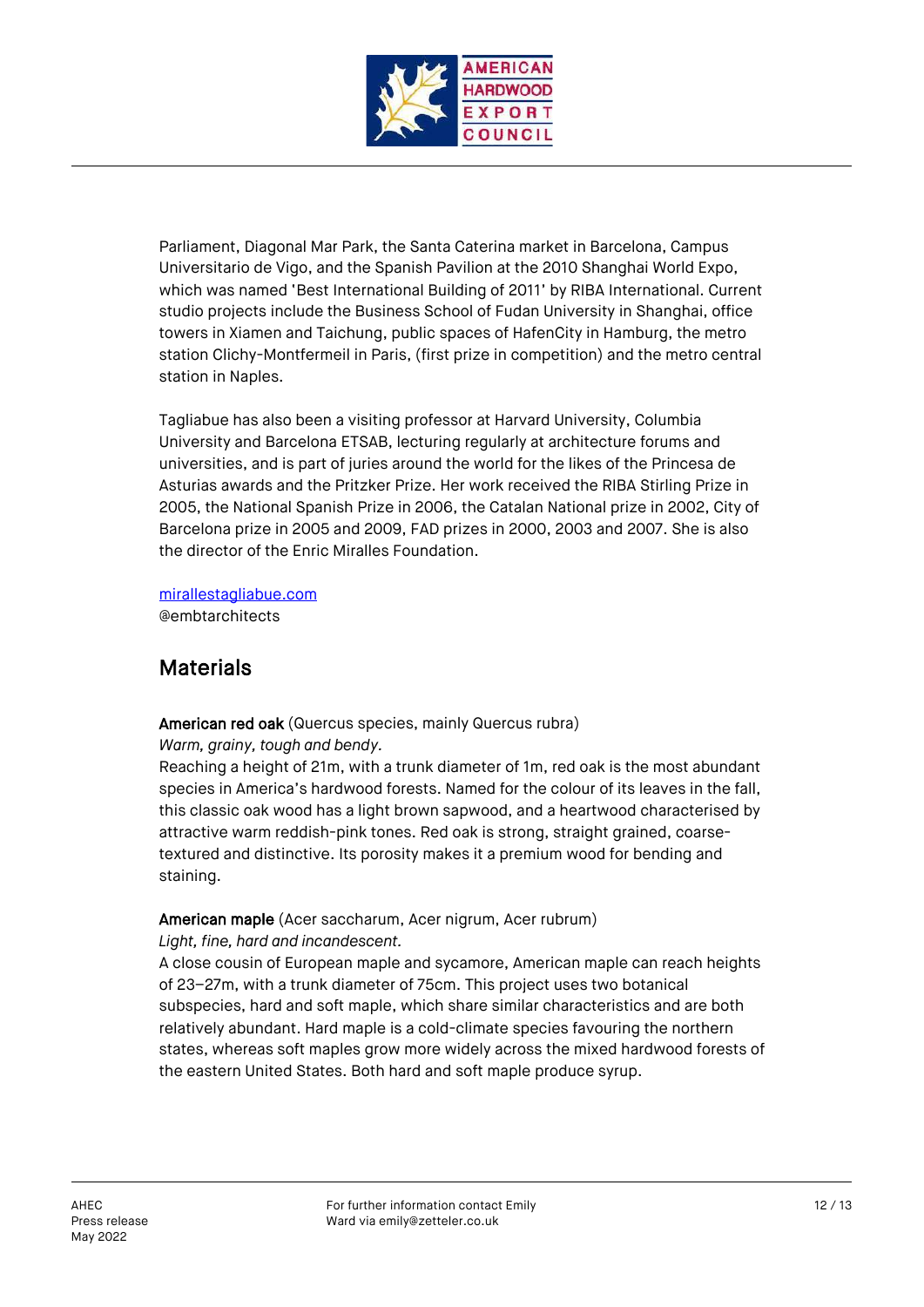Parliament, Diagonal Mar Park, the Santa Caterina market in Barcelona, Campus Universitario de Vigo, and the Spanish Pavilion at the 2010 Shanghai World Expo, which was named 'Best International Building of 2011' by RIBA International. Current studio projects include the Business School of Fudan University in Shanghai, office towers in Xiamen and Taichung, public spaces of HafenCity in Hamburg, the metro station Clichy-Montfermeil in Paris, (first prize in competition) and the metro central station in Naples.

Tagliabue has also been a visiting professor at Harvard University, Columbia University and Barcelona ETSAB, lecturing regularly at architecture forums and universities, and is part of juries around the world for the likes of the Princesa de Asturias awards and the Pritzker Prize. Her work received the RIBA Stirling Prize in 2005, the National Spanish Prize in 2006, the Catalan National prize in 2002, City of Barcelona prize in 2005 and 2009, FAD prizes in 2000, 2003 and 2007. She is also the director of the Enric Miralles Foundation.

[mirallestagliabue.com](mirallestagliabue.com)
@embtarchitects

## Materials

**American red oak** (Quercus species, mainly Quercus rubra)
*Warm, grainy, tough and bendy.*
Reaching a height of 21m, with a trunk diameter of 1m, red oak is the most abundant species in America's hardwood forests. Named for the colour of its leaves in the fall, this classic oak wood has a light brown sapwood, and a heartwood characterised by attractive warm reddish-pink tones. Red oak is strong, straight grained, coarse-textured and distinctive. Its porosity makes it a premium wood for bending and staining.

**American maple** (Acer saccharum, Acer nigrum, Acer rubrum)
*Light, fine, hard and incandescent.*
A close cousin of European maple and sycamore, American maple can reach heights of 23–27m, with a trunk diameter of 75cm. This project uses two botanical subspecies, hard and soft maple, which share similar characteristics and are both relatively abundant. Hard maple is a cold-climate species favouring the northern states, whereas soft maples grow more widely across the mixed hardwood forests of the eastern United States. Both hard and soft maple produce syrup.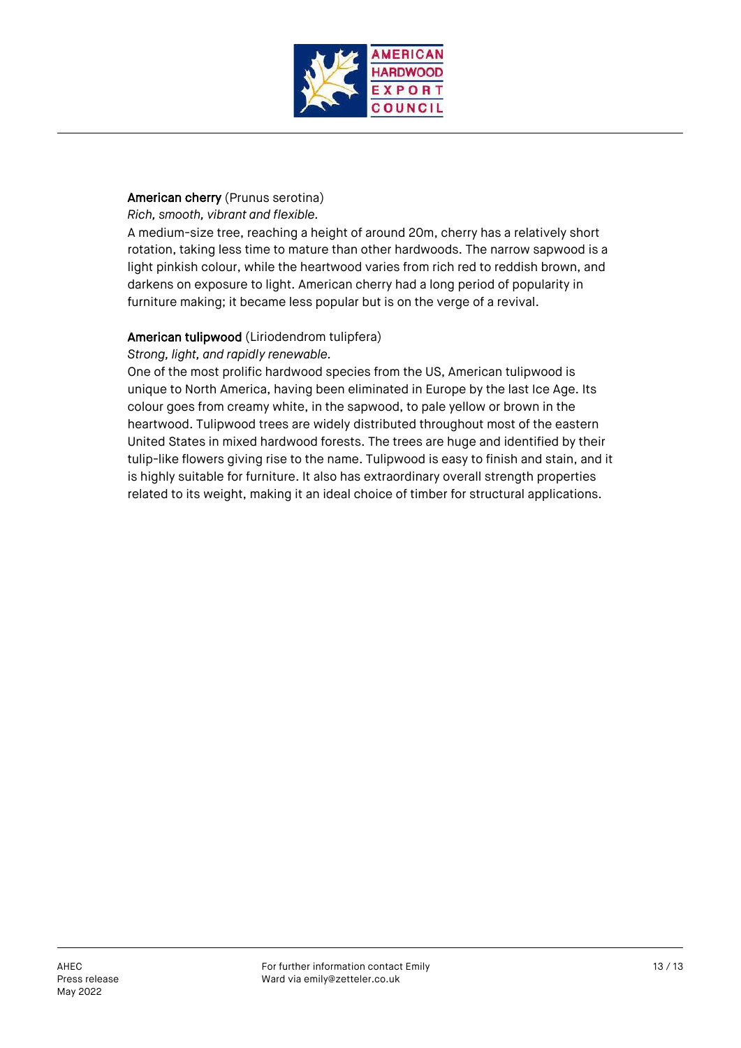**American cherry** (Prunus serotina)
*Rich, smooth, vibrant and flexible.*
A medium-size tree, reaching a height of around 20m, cherry has a relatively short rotation, taking less time to mature than other hardwoods. The narrow sapwood is a light pinkish colour, while the heartwood varies from rich red to reddish brown, and darkens on exposure to light. American cherry had a long period of popularity in furniture making; it became less popular but is on the verge of a revival.

**American tulipwood** (Liriodendrom tulipfera)
*Strong, light, and rapidly renewable.*
One of the most prolific hardwood species from the US, American tulipwood is unique to North America, having been eliminated in Europe by the last Ice Age. Its colour goes from creamy white, in the sapwood, to pale yellow or brown in the heartwood. Tulipwood trees are widely distributed throughout most of the eastern United States in mixed hardwood forests. The trees are huge and identified by their tulip-like flowers giving rise to the name. Tulipwood is easy to finish and stain, and it is highly suitable for furniture. It also has extraordinary overall strength properties related to its weight, making it an ideal choice of timber for structural applications.